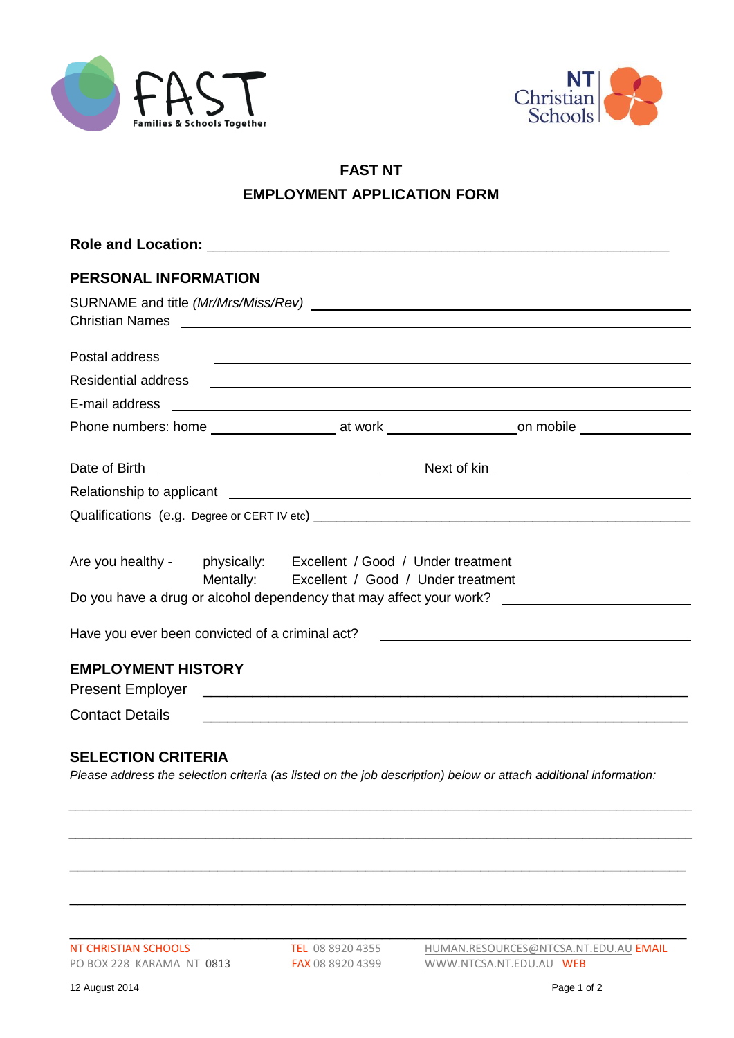FAST

Families & Schools Together

NT Christian Schools

# FAST NT

# EMPLOYMENT APPLICATION FORM

**Role and Location:** ____________________________________________

## PERSONAL INFORMATION

SURNAME and title *(Mr/Mrs/Miss/Rev)* ____________________________________________

Christian Names ____________________________________________

Postal address ____________________________________________

Residential address ____________________________________________

E-mail address ____________________________________________

Phone numbers: home ______________ at work ______________ on mobile ______________

Date of Birth ______________________ Next of kin ______________________

Relationship to applicant ____________________________________________

Qualifications (e.g. Degree or CERT IV etc) ____________________________________________

Are you healthy - physically: Excellent / Good / Under treatment

Mentally: Excellent / Good / Under treatment

Do you have a drug or alcohol dependency that may affect your work? ______________________

Have you ever been convicted of a criminal act? ______________________

## EMPLOYMENT HISTORY

Present Employer ____________________________________________

Contact Details ____________________________________________

## SELECTION CRITERIA

*Please address the selection criteria (as listed on the job description) below or attach additional information:*

____________________________________________

____________________________________________

____________________________________________

____________________________________________

____________________________________________

NT CHRISTIAN SCHOOLS
PO BOX 228 KARAMA NT 0813

TEL 08 8920 4355
FAX 08 8920 4399

HUMAN.RESOURCES@NTCSA.NT.EDU.AU EMAIL
WWW.NTCSA.NT.EDU.AU WEB

12 August 2014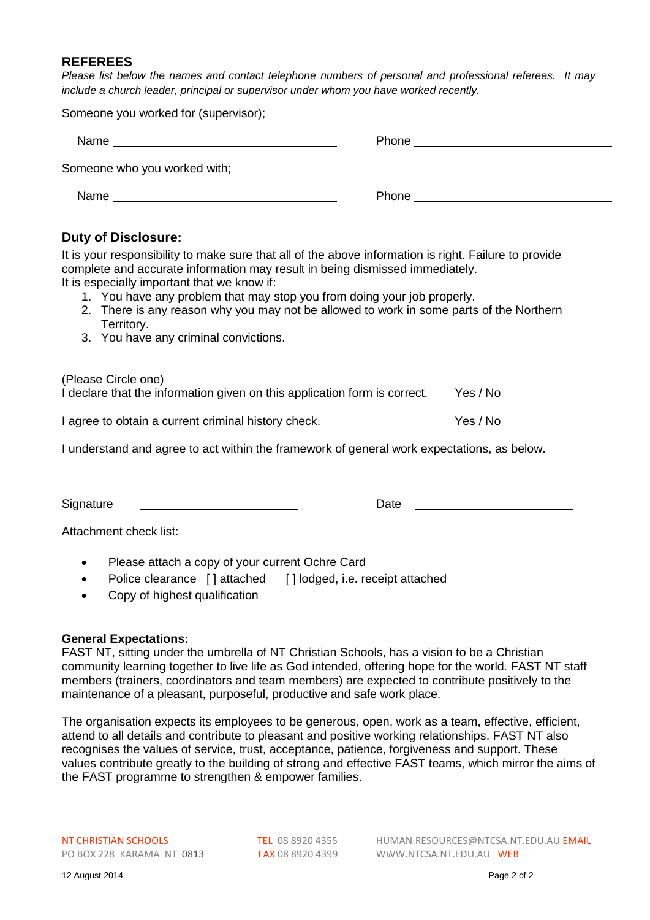## REFEREES

*Please list below the names and contact telephone numbers of personal and professional referees. It may include a church leader, principal or supervisor under whom you have worked recently.*

Someone you worked for (supervisor);

Name ______________________ Phone ______________________

Someone who you worked with;

Name ______________________ Phone ______________________

## Duty of Disclosure:

It is your responsibility to make sure that all of the above information is right. Failure to provide complete and accurate information may result in being dismissed immediately.
It is especially important that we know if:

1. You have any problem that may stop you from doing your job properly.
2. There is any reason why you may not be allowed to work in some parts of the Northern Territory.
3. You have any criminal convictions.

(Please Circle one)
I declare that the information given on this application form is correct. Yes / No

I agree to obtain a current criminal history check. Yes / No

I understand and agree to act within the framework of general work expectations, as below.

Signature ______________________ Date ______________________

Attachment check list:

- Please attach a copy of your current Ochre Card
- Police clearance [ ] attached [ ] lodged, i.e. receipt attached
- Copy of highest qualification

**General Expectations:**
FAST NT, sitting under the umbrella of NT Christian Schools, has a vision to be a Christian community learning together to live life as God intended, offering hope for the world. FAST NT staff members (trainers, coordinators and team members) are expected to contribute positively to the maintenance of a pleasant, purposeful, productive and safe work place.

The organisation expects its employees to be generous, open, work as a team, effective, efficient, attend to all details and contribute to pleasant and positive working relationships. FAST NT also recognises the values of service, trust, acceptance, patience, forgiveness and support. These values contribute greatly to the building of strong and effective FAST teams, which mirror the aims of the FAST programme to strengthen & empower families.

NT CHRISTIAN SCHOOLS
PO BOX 228 KARAMA NT 0813

TEL 08 8920 4355
FAX 08 8920 4399

HUMAN.RESOURCES@NTCSA.NT.EDU.AU EMAIL
WWW.NTCSA.NT.EDU.AU WEB

12 August 2014